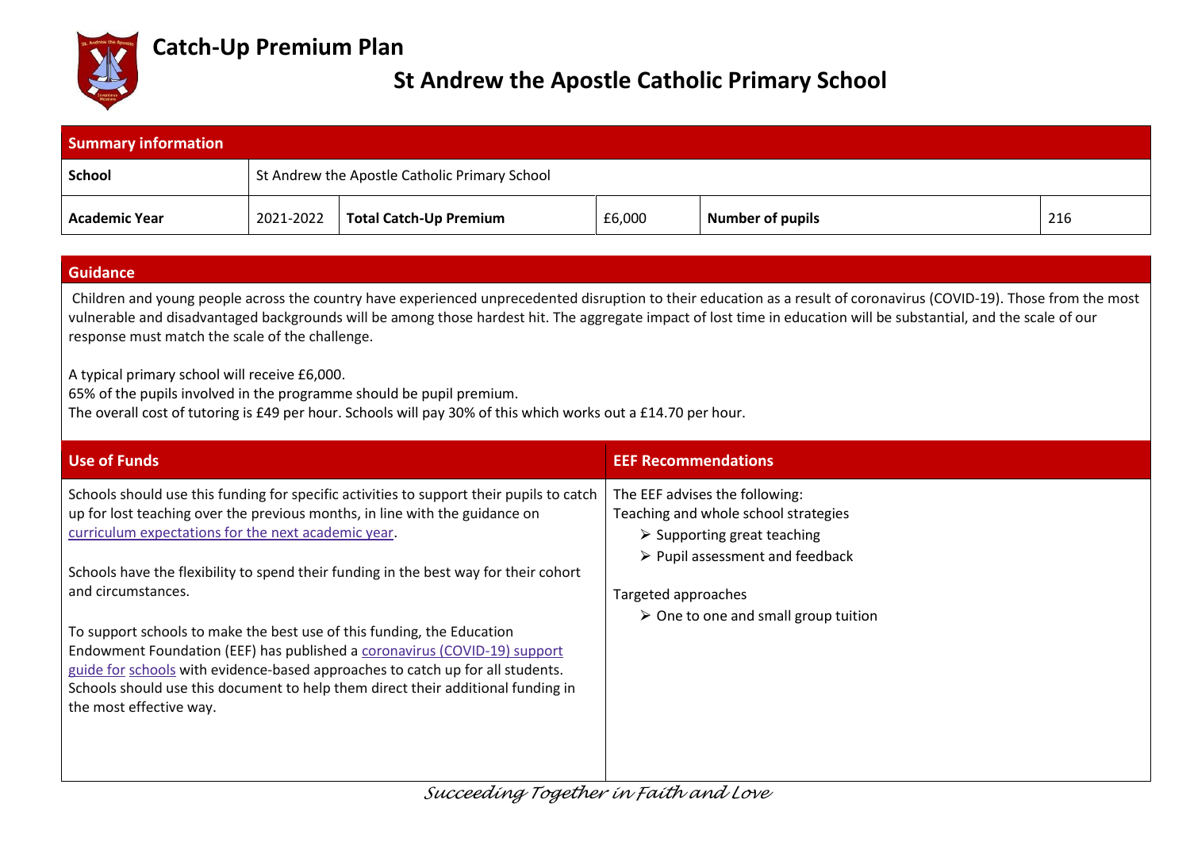# Catch-Up Premium Plan

## St Andrew the Apostle Catholic Primary School

| Summary information | | | | | |
|---|---|---|---|---|---|
| **School** | St Andrew the Apostle Catholic Primary School | | | | |
| **Academic Year** | 2021-2022 | **Total Catch-Up Premium** | £6,000 | **Number of pupils** | 216 |

## Guidance

Children and young people across the country have experienced unprecedented disruption to their education as a result of coronavirus (COVID-19). Those from the most vulnerable and disadvantaged backgrounds will be among those hardest hit. The aggregate impact of lost time in education will be substantial, and the scale of our response must match the scale of the challenge.

A typical primary school will receive £6,000.
65% of the pupils involved in the programme should be pupil premium.
The overall cost of tutoring is £49 per hour. Schools will pay 30% of this which works out a £14.70 per hour.

| Use of Funds | EEF Recommendations |
|---|---|
| Schools should use this funding for specific activities to support their pupils to catch up for lost teaching over the previous months, in line with the guidance on curriculum expectations for the next academic year.<br><br>Schools have the flexibility to spend their funding in the best way for their cohort and circumstances.<br><br>To support schools to make the best use of this funding, the Education Endowment Foundation (EEF) has published a coronavirus (COVID-19) support guide for schools with evidence-based approaches to catch up for all students. Schools should use this document to help them direct their additional funding in the most effective way. | The EEF advises the following:<br>Teaching and whole school strategies<br>➢ Supporting great teaching<br>➢ Pupil assessment and feedback<br><br>Targeted approaches<br>➢ One to one and small group tuition |

*Succeeding Together in Faith and Love*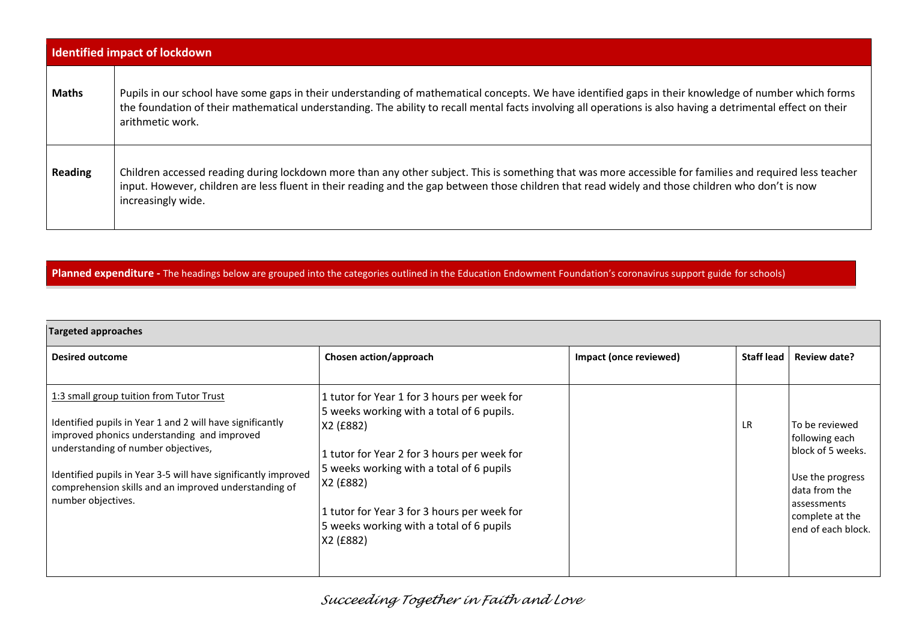| Identified impact of lockdown | |
|---|---|
| **Maths** | Pupils in our school have some gaps in their understanding of mathematical concepts. We have identified gaps in their knowledge of number which forms the foundation of their mathematical understanding. The ability to recall mental facts involving all operations is also having a detrimental effect on their arithmetic work. |
| **Reading** | Children accessed reading during lockdown more than any other subject. This is something that was more accessible for families and required less teacher input. However, children are less fluent in their reading and the gap between those children that read widely and those children who don't is now increasingly wide. |

**Planned expenditure -** The headings below are grouped into the categories outlined in the Education Endowment Foundation's coronavirus support guide for schools)

| Targeted approaches | | | | |
|---|---|---|---|---|
| **Desired outcome** | **Chosen action/approach** | **Impact (once reviewed)** | **Staff lead** | **Review date?** |
| 1:3 small group tuition from Tutor Trust<br><br>Identified pupils in Year 1 and 2 will have significantly improved phonics understanding and improved understanding of number objectives,<br><br>Identified pupils in Year 3-5 will have significantly improved comprehension skills and an improved understanding of number objectives. | 1 tutor for Year 1 for 3 hours per week for 5 weeks working with a total of 6 pupils. X2 (£882)<br><br>1 tutor for Year 2 for 3 hours per week for 5 weeks working with a total of 6 pupils X2 (£882)<br><br>1 tutor for Year 3 for 3 hours per week for 5 weeks working with a total of 6 pupils X2 (£882) | | LR | To be reviewed following each block of 5 weeks.<br><br>Use the progress data from the assessments complete at the end of each block. |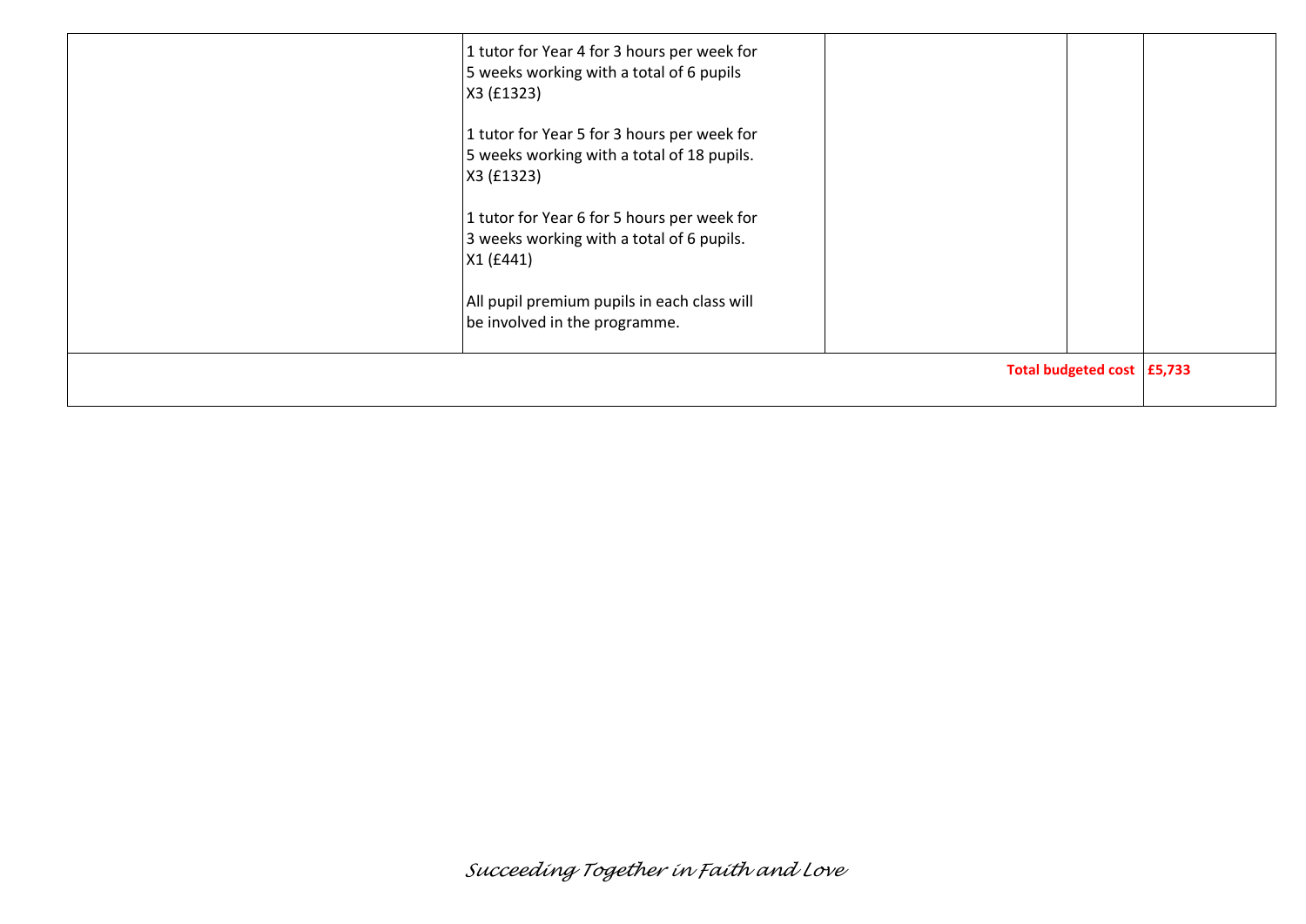| | | | | |
|---|---|---|---|---|
| | 1 tutor for Year 4 for 3 hours per week for 5 weeks working with a total of 6 pupils X3 (£1323)<br><br>1 tutor for Year 5 for 3 hours per week for 5 weeks working with a total of 18 pupils. X3 (£1323)<br><br>1 tutor for Year 6 for 5 hours per week for 3 weeks working with a total of 6 pupils. X1 (£441)<br><br>All pupil premium pupils in each class will be involved in the programme. | | | |
| | | | **Total budgeted cost** | **£5,733** |

*Succeeding Together in Faith and Love*